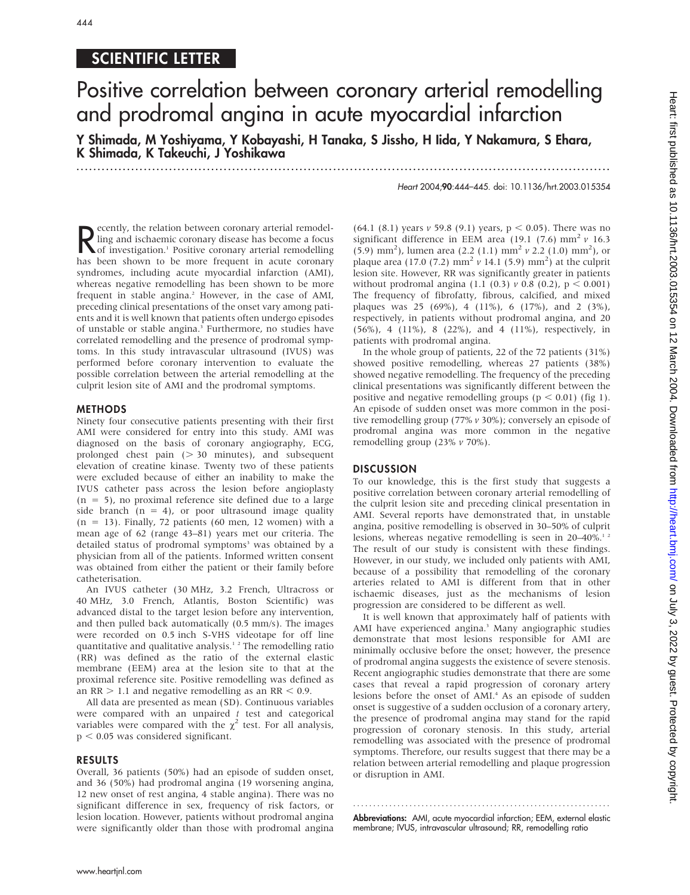# SCIENTIFIC LETTER

# Positive correlation between coronary arterial remodelling and prodromal angina in acute myocardial infarction

**Y Shimada, M Yoshiyama, Y Kobayashi, H Tanaka, S Jissho, H Iida, Y Nakamura, S Ehara, K Shimada, K Takeuchi, J Yoshikawa**

*Heart* 2004;**90**:444–445. doi: 10.1136/hrt.2003.015354

Recently, the relation between coronary arterial remodelling and ischaemic coronary disease has become a focus of investigation.[1] Positive coronary arterial remodelling has been shown to be more frequent in acute coronary syndromes, including acute myocardial infarction (AMI), whereas negative remodelling has been shown to be more frequent in stable angina.[2] However, in the case of AMI, preceding clinical presentations of the onset vary among patients and it is well known that patients often undergo episodes of unstable or stable angina.[3] Furthermore, no studies have correlated remodelling and the presence of prodromal symptoms. In this study intravascular ultrasound (IVUS) was performed before coronary intervention to evaluate the possible correlation between the arterial remodelling at the culprit lesion site of AMI and the prodromal symptoms.

## METHODS

Ninety four consecutive patients presenting with their first AMI were considered for entry into this study. AMI was diagnosed on the basis of coronary angiography, ECG, prolonged chest pain (> 30 minutes), and subsequent elevation of creatine kinase. Twenty two of these patients were excluded because of either an inability to make the IVUS catheter pass across the lesion before angioplasty (n = 5), no proximal reference site defined due to a large side branch (n = 4), or poor ultrasound image quality (n = 13). Finally, 72 patients (60 men, 12 women) with a mean age of 62 (range 43–81) years met our criteria. The detailed status of prodromal symptoms[3] was obtained by a physician from all of the patients. Informed written consent was obtained from either the patient or their family before catheterisation.

An IVUS catheter (30 MHz, 3.2 French, Ultracross or 40 MHz, 3.0 French, Atlantis, Boston Scientific) was advanced distal to the target lesion before any intervention, and then pulled back automatically (0.5 mm/s). The images were recorded on 0.5 inch S-VHS videotape for off line quantitative and qualitative analysis.[1,2] The remodelling ratio (RR) was defined as the ratio of the external elastic membrane (EEM) area at the lesion site to that at the proximal reference site. Positive remodelling was defined as an RR > 1.1 and negative remodelling as an RR < 0.9.

All data are presented as mean (SD). Continuous variables were compared with an unpaired *t* test and categorical variables were compared with the $\chi^2$ test. For all analysis, $p < 0.05$ was considered significant.

## RESULTS

Overall, 36 patients (50%) had an episode of sudden onset, and 36 (50%) had prodromal angina (19 worsening angina, 12 new onset of rest angina, 4 stable angina). There was no significant difference in sex, frequency of risk factors, or lesion location. However, patients without prodromal angina were significantly older than those with prodromal angina (64.1 (8.1) years *v* 59.8 (9.1) years, $p < 0.05$). There was no significant difference in EEM area (19.1 (7.6) $mm^2$ *v* 16.3 (5.9) $mm^2$), lumen area (2.2 (1.1) $mm^2$ *v* 2.2 (1.0) $mm^2$), or plaque area (17.0 (7.2) $mm^2$ *v* 14.1 (5.9) $mm^2$) at the culprit lesion site. However, RR was significantly greater in patients without prodromal angina (1.1 (0.3) *v* 0.8 (0.2), $p < 0.001$) The frequency of fibrofatty, fibrous, calcified, and mixed plaques was 25 (69%), 4 (11%), 6 (17%), and 2 (3%), respectively, in patients without prodromal angina, and 20 (56%), 4 (11%), 8 (22%), and 4 (11%), respectively, in patients with prodromal angina.

In the whole group of patients, 22 of the 72 patients (31%) showed positive remodelling, whereas 27 patients (38%) showed negative remodelling. The frequency of the preceding clinical presentations was significantly different between the positive and negative remodelling groups ($p < 0.01$) (fig 1). An episode of sudden onset was more common in the positive remodelling group (77% *v* 30%); conversely an episode of prodromal angina was more common in the negative remodelling group (23% *v* 70%).

## DISCUSSION

To our knowledge, this is the first study that suggests a positive correlation between coronary arterial remodelling of the culprit lesion site and preceding clinical presentation in AMI. Several reports have demonstrated that, in unstable angina, positive remodelling is observed in 30–50% of culprit lesions, whereas negative remodelling is seen in 20–40%.[1,2] The result of our study is consistent with these findings. However, in our study, we included only patients with AMI, because of a possibility that remodelling of the coronary arteries related to AMI is different from that in other ischaemic diseases, just as the mechanisms of lesion progression are considered to be different as well.

It is well known that approximately half of patients with AMI have experienced angina.[3] Many angiographic studies demonstrate that most lesions responsible for AMI are minimally occlusive before the onset; however, the presence of prodromal angina suggests the existence of severe stenosis. Recent angiographic studies demonstrate that there are some cases that reveal a rapid progression of coronary artery lesions before the onset of AMI.[4] As an episode of sudden onset is suggestive of a sudden occlusion of a coronary artery, the presence of prodromal angina may stand for the rapid progression of coronary stenosis. In this study, arterial remodelling was associated with the presence of prodromal symptoms. Therefore, our results suggest that there may be a relation between arterial remodelling and plaque progression or disruption in AMI.

**Abbreviations:** AMI, acute myocardial infarction; EEM, external elastic membrane; IVUS, intravascular ultrasound; RR, remodelling ratio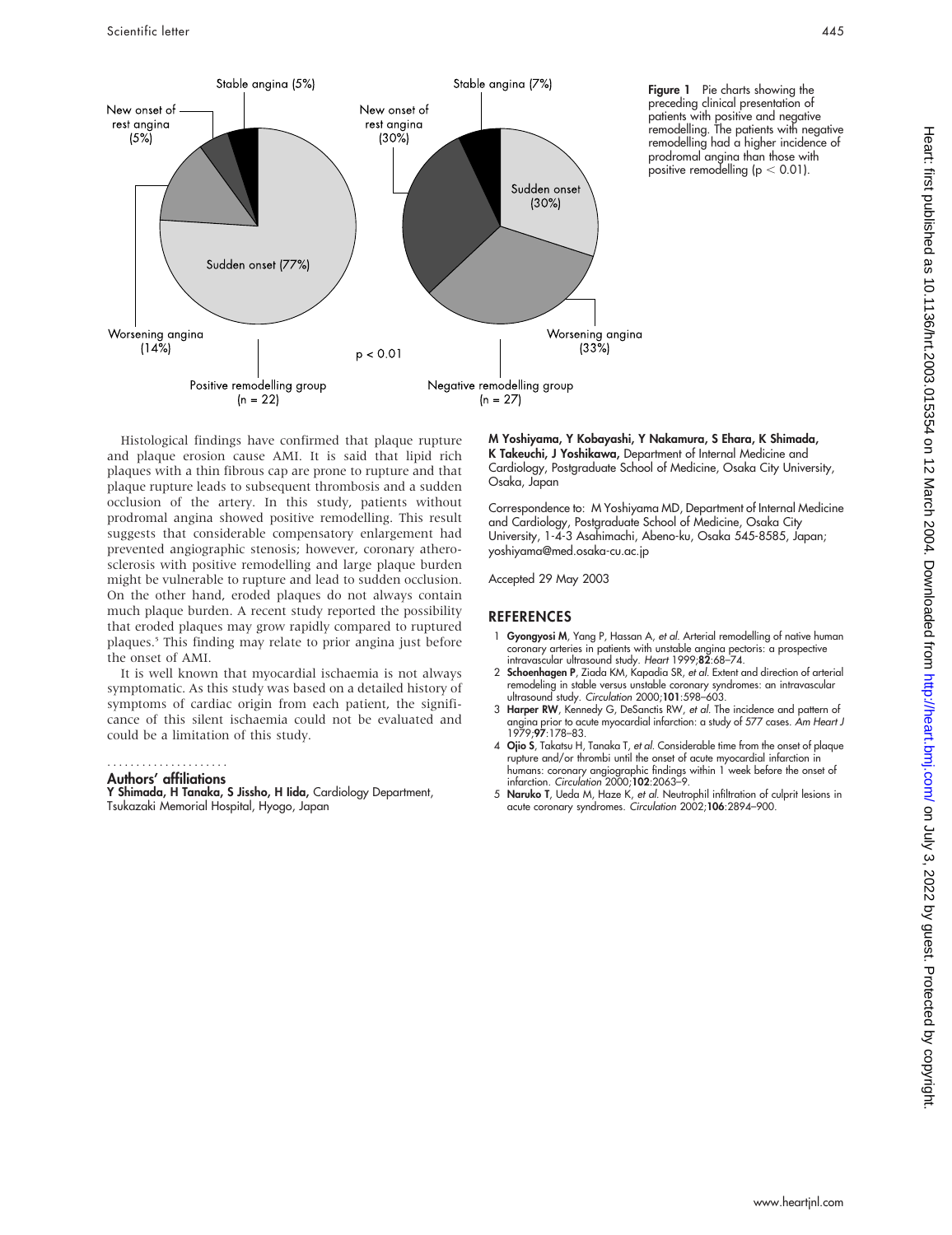Stable angina (5%)

New onset of rest angina (5%)

Sudden onset (77%)

Worsening angina (14%)

Positive remodelling group (n = 22)

p < 0.01

Stable angina (7%)

New onset of rest angina (30%)

Sudden onset (30%)

Worsening angina (33%)

Negative remodelling group (n = 27)

**Figure 1** Pie charts showing the preceding clinical presentation of patients with positive and negative remodelling. The patients with negative remodelling had a higher incidence of prodromal angina than those with positive remodelling ($p < 0.01$).

Histological findings have confirmed that plaque rupture and plaque erosion cause AMI. It is said that lipid rich plaques with a thin fibrous cap are prone to rupture and that plaque rupture leads to subsequent thrombosis and a sudden occlusion of the artery. In this study, patients without prodromal angina showed positive remodelling. This result suggests that considerable compensatory enlargement had prevented angiographic stenosis; however, coronary atherosclerosis with positive remodelling and large plaque burden might be vulnerable to rupture and lead to sudden occlusion. On the other hand, eroded plaques do not always contain much plaque burden. A recent study reported the possibility that eroded plaques may grow rapidly compared to ruptured plaques.[5] This finding may relate to prior angina just before the onset of AMI.

It is well known that myocardial ischaemia is not always symptomatic. As this study was based on a detailed history of symptoms of cardiac origin from each patient, the significance of this silent ischaemia could not be evaluated and could be a limitation of this study.

## Authors' affiliations

**Y Shimada, H Tanaka, S Jissho, H Iida,** Cardiology Department, Tsukazaki Memorial Hospital, Hyogo, Japan

**M Yoshiyama, Y Kobayashi, Y Nakamura, S Ehara, K Shimada, K Takeuchi, J Yoshikawa,** Department of Internal Medicine and Cardiology, Postgraduate School of Medicine, Osaka City University, Osaka, Japan

Correspondence to: M Yoshiyama MD, Department of Internal Medicine and Cardiology, Postgraduate School of Medicine, Osaka City University, 1-4-3 Asahimachi, Abeno-ku, Osaka 545-8585, Japan; yoshiyama@med.osaka-cu.ac.jp

Accepted 29 May 2003

## REFERENCES

1. **Gyongyosi M**, Yang P, Hassan A, *et al*. Arterial remodelling of native human coronary arteries in patients with unstable angina pectoris: a prospective intravascular ultrasound study. *Heart* 1999;**82**:68–74.
2. **Schoenhagen P**, Ziada KM, Kapadia SR, *et al*. Extent and direction of arterial remodeling in stable versus unstable coronary syndromes: an intravascular ultrasound study. *Circulation* 2000;**101**:598–603.
3. **Harper RW**, Kennedy G, DeSanctis RW, *et al*. The incidence and pattern of angina prior to acute myocardial infarction: a study of 577 cases. *Am Heart J* 1979;**97**:178–83.
4. **Ojio S**, Takatsu H, Tanaka T, *et al*. Considerable time from the onset of plaque rupture and/or thrombi until the onset of acute myocardial infarction in humans: coronary angiographic findings within 1 week before the onset of infarction. *Circulation* 2000;**102**:2063–9.
5. **Naruko T**, Ueda M, Haze K, *et al*. Neutrophil infiltration of culprit lesions in acute coronary syndromes. *Circulation* 2002;**106**:2894–900.